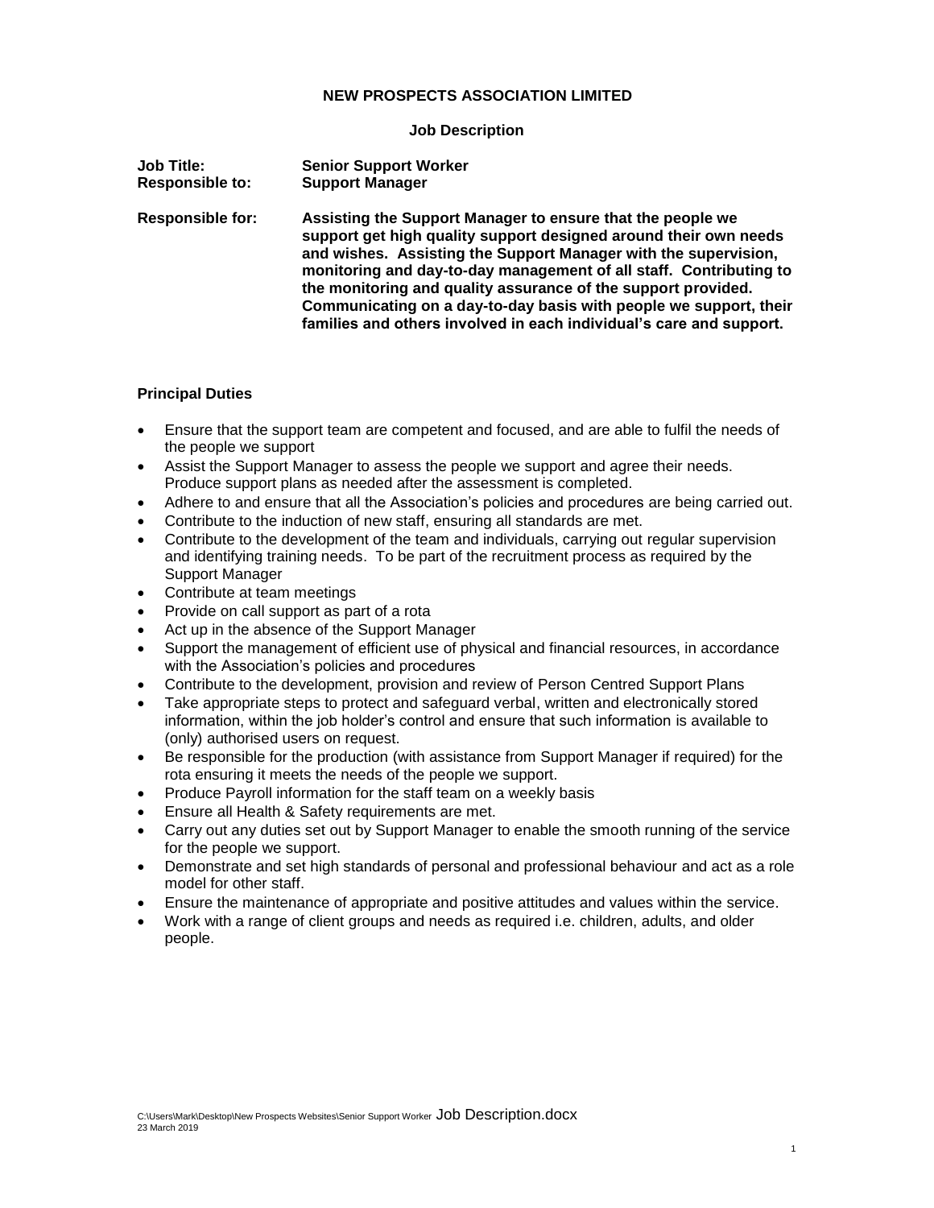# NEW PROSPECTS ASSOCIATION LIMITED

## Job Description

**Job Title:** **Senior Support Worker**
**Responsible to:** **Support Manager**

**Responsible for:** **Assisting the Support Manager to ensure that the people we support get high quality support designed around their own needs and wishes. Assisting the Support Manager with the supervision, monitoring and day-to-day management of all staff. Contributing to the monitoring and quality assurance of the support provided. Communicating on a day-to-day basis with people we support, their families and others involved in each individual's care and support.**

### Principal Duties

- Ensure that the support team are competent and focused, and are able to fulfil the needs of the people we support
- Assist the Support Manager to assess the people we support and agree their needs. Produce support plans as needed after the assessment is completed.
- Adhere to and ensure that all the Association's policies and procedures are being carried out.
- Contribute to the induction of new staff, ensuring all standards are met.
- Contribute to the development of the team and individuals, carrying out regular supervision and identifying training needs. To be part of the recruitment process as required by the Support Manager
- Contribute at team meetings
- Provide on call support as part of a rota
- Act up in the absence of the Support Manager
- Support the management of efficient use of physical and financial resources, in accordance with the Association's policies and procedures
- Contribute to the development, provision and review of Person Centred Support Plans
- Take appropriate steps to protect and safeguard verbal, written and electronically stored information, within the job holder's control and ensure that such information is available to (only) authorised users on request.
- Be responsible for the production (with assistance from Support Manager if required) for the rota ensuring it meets the needs of the people we support.
- Produce Payroll information for the staff team on a weekly basis
- Ensure all Health & Safety requirements are met.
- Carry out any duties set out by Support Manager to enable the smooth running of the service for the people we support.
- Demonstrate and set high standards of personal and professional behaviour and act as a role model for other staff.
- Ensure the maintenance of appropriate and positive attitudes and values within the service.
- Work with a range of client groups and needs as required i.e. children, adults, and older people.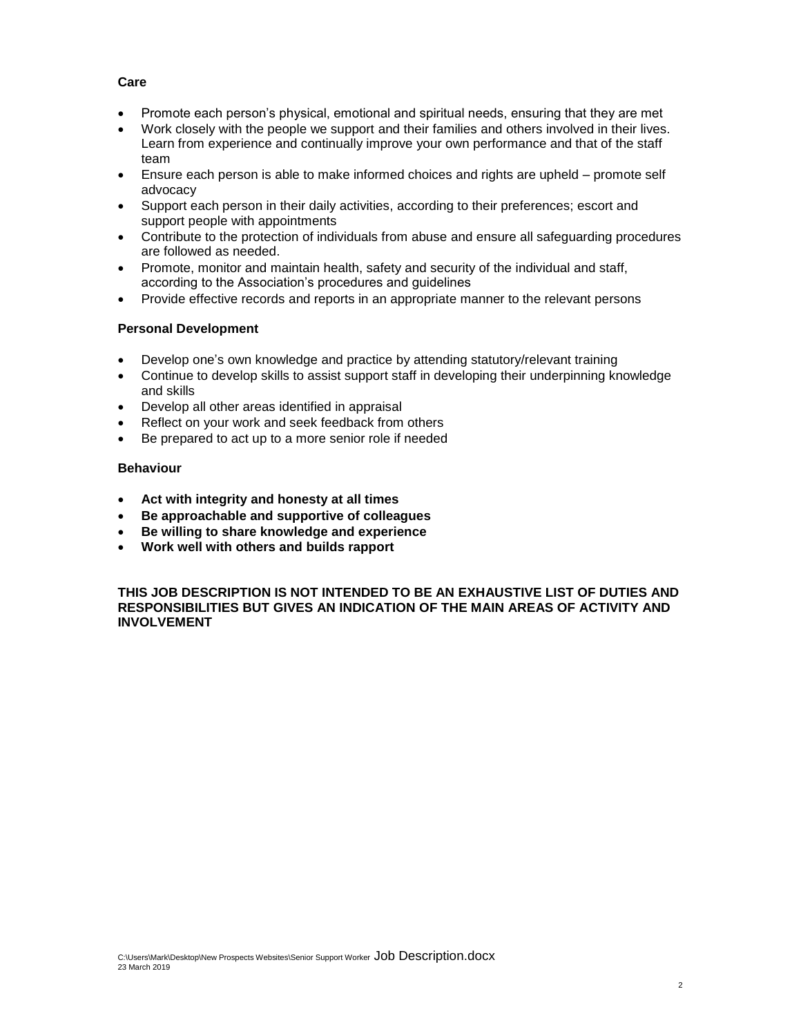### Care

- Promote each person's physical, emotional and spiritual needs, ensuring that they are met
- Work closely with the people we support and their families and others involved in their lives. Learn from experience and continually improve your own performance and that of the staff team
- Ensure each person is able to make informed choices and rights are upheld – promote self advocacy
- Support each person in their daily activities, according to their preferences; escort and support people with appointments
- Contribute to the protection of individuals from abuse and ensure all safeguarding procedures are followed as needed.
- Promote, monitor and maintain health, safety and security of the individual and staff, according to the Association's procedures and guidelines
- Provide effective records and reports in an appropriate manner to the relevant persons

### Personal Development

- Develop one's own knowledge and practice by attending statutory/relevant training
- Continue to develop skills to assist support staff in developing their underpinning knowledge and skills
- Develop all other areas identified in appraisal
- Reflect on your work and seek feedback from others
- Be prepared to act up to a more senior role if needed

### Behaviour

- **Act with integrity and honesty at all times**
- **Be approachable and supportive of colleagues**
- **Be willing to share knowledge and experience**
- **Work well with others and builds rapport**

**THIS JOB DESCRIPTION IS NOT INTENDED TO BE AN EXHAUSTIVE LIST OF DUTIES AND RESPONSIBILITIES BUT GIVES AN INDICATION OF THE MAIN AREAS OF ACTIVITY AND INVOLVEMENT**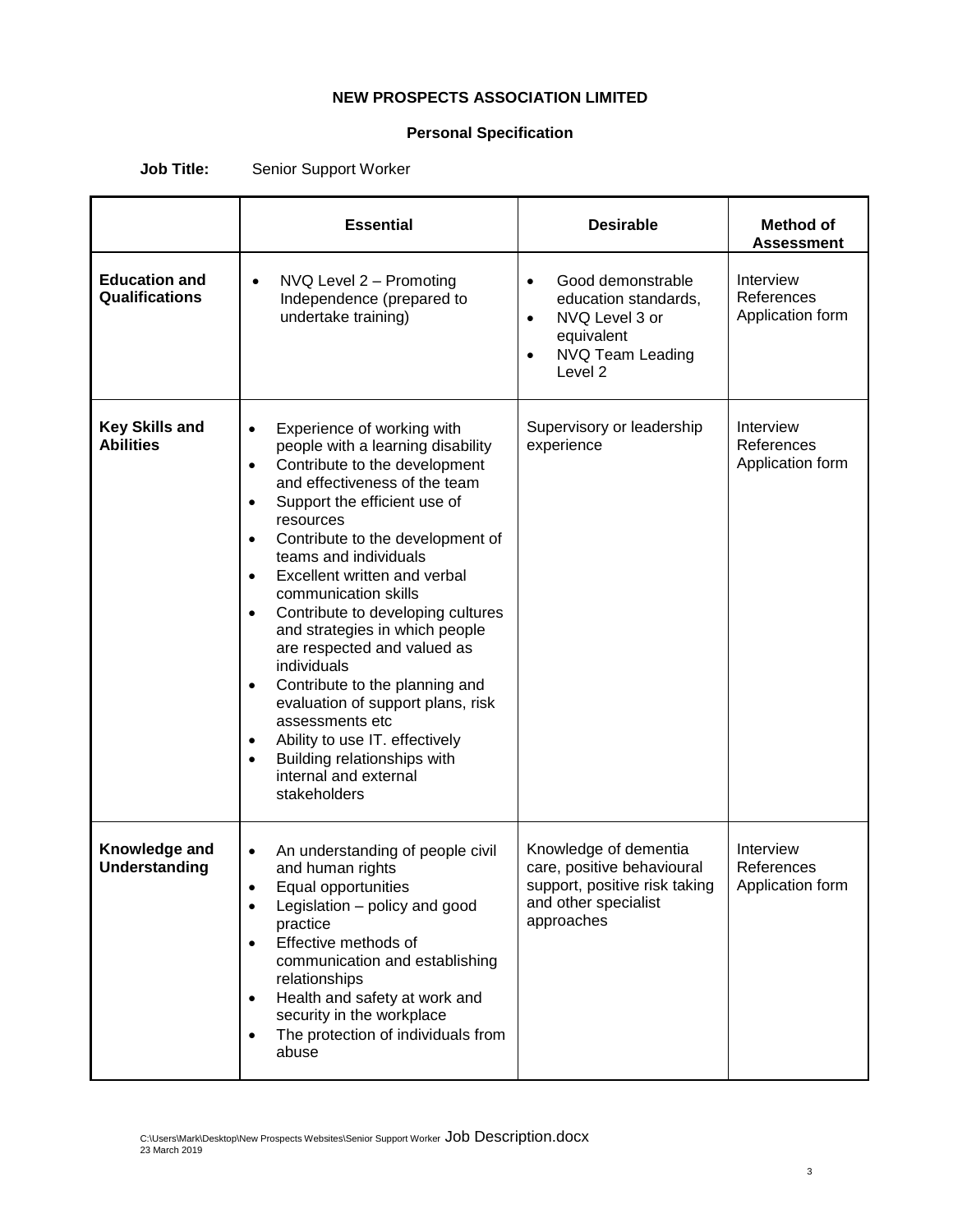**NEW PROSPECTS ASSOCIATION LIMITED**

**Personal Specification**

**Job Title:** Senior Support Worker

| | **Essential** | **Desirable** | **Method of Assessment** |
|---|---|---|---|
| **Education and Qualifications** | • NVQ Level 2 – Promoting Independence (prepared to undertake training) | • Good demonstrable education standards, • NVQ Level 3 or equivalent • NVQ Team Leading Level 2 | Interview References Application form |
| **Key Skills and Abilities** | • Experience of working with people with a learning disability • Contribute to the development and effectiveness of the team • Support the efficient use of resources • Contribute to the development of teams and individuals • Excellent written and verbal communication skills • Contribute to developing cultures and strategies in which people are respected and valued as individuals • Contribute to the planning and evaluation of support plans, risk assessments etc • Ability to use IT. effectively • Building relationships with internal and external stakeholders | Supervisory or leadership experience | Interview References Application form |
| **Knowledge and Understanding** | • An understanding of people civil and human rights • Equal opportunities • Legislation – policy and good practice • Effective methods of communication and establishing relationships • Health and safety at work and security in the workplace • The protection of individuals from abuse | Knowledge of dementia care, positive behavioural support, positive risk taking and other specialist approaches | Interview References Application form |

C:\Users\Mark\Desktop\New Prospects Websites\Senior Support Worker Job Description.docx
23 March 2019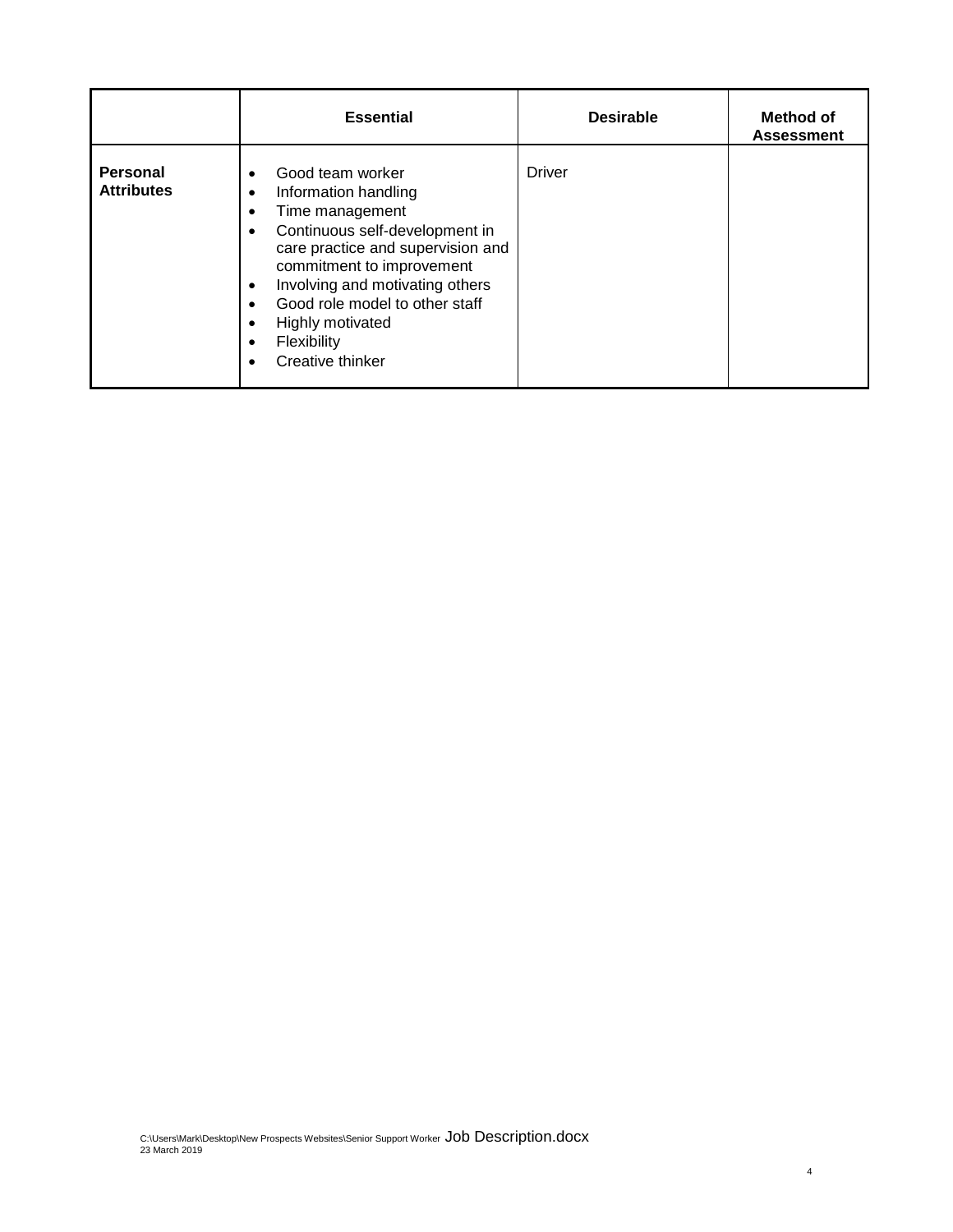| | Essential | Desirable | Method of Assessment |
|---|---|---|---|
| **Personal Attributes** | • Good team worker<br>• Information handling<br>• Time management<br>• Continuous self-development in care practice and supervision and commitment to improvement<br>• Involving and motivating others<br>• Good role model to other staff<br>• Highly motivated<br>• Flexibility<br>• Creative thinker | Driver | |